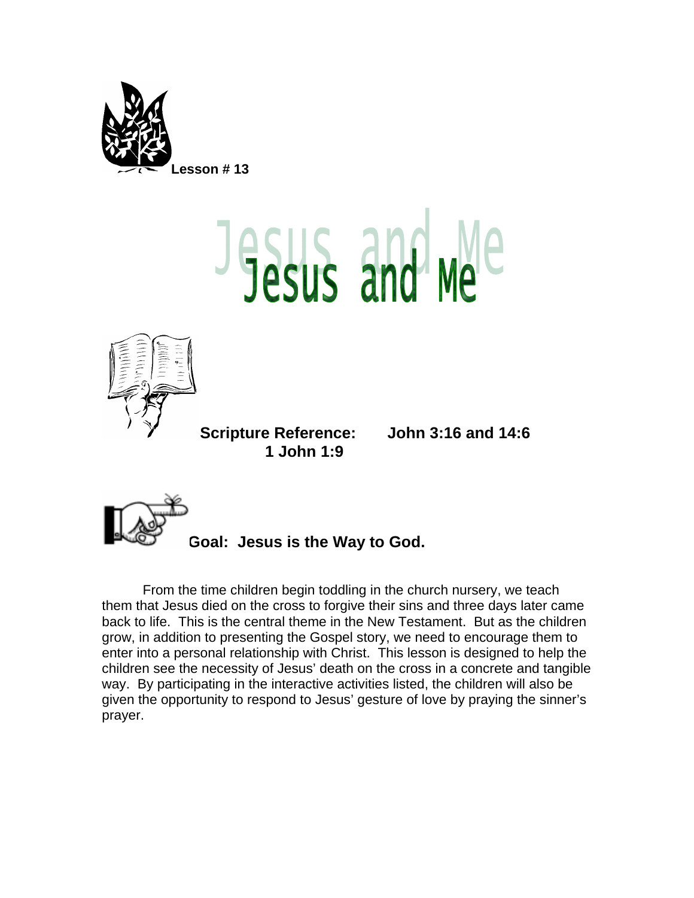Lesson # 13

# Jesus and Me

**Scripture Reference: John 3:16 and 14:6**
**1 John 1:9**

**Goal: Jesus is the Way to God.**

From the time children begin toddling in the church nursery, we teach them that Jesus died on the cross to forgive their sins and three days later came back to life. This is the central theme in the New Testament. But as the children grow, in addition to presenting the Gospel story, we need to encourage them to enter into a personal relationship with Christ. This lesson is designed to help the children see the necessity of Jesus' death on the cross in a concrete and tangible way. By participating in the interactive activities listed, the children will also be given the opportunity to respond to Jesus' gesture of love by praying the sinner's prayer.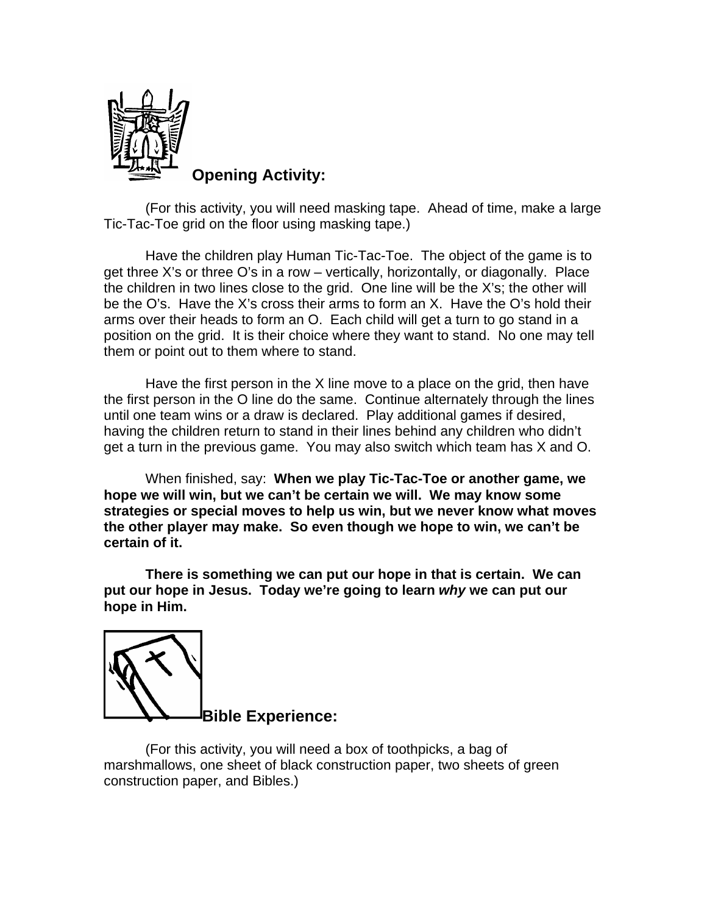## Opening Activity:

(For this activity, you will need masking tape. Ahead of time, make a large Tic-Tac-Toe grid on the floor using masking tape.)

Have the children play Human Tic-Tac-Toe. The object of the game is to get three X's or three O's in a row – vertically, horizontally, or diagonally. Place the children in two lines close to the grid. One line will be the X's; the other will be the O's. Have the X's cross their arms to form an X. Have the O's hold their arms over their heads to form an O. Each child will get a turn to go stand in a position on the grid. It is their choice where they want to stand. No one may tell them or point out to them where to stand.

Have the first person in the X line move to a place on the grid, then have the first person in the O line do the same. Continue alternately through the lines until one team wins or a draw is declared. Play additional games if desired, having the children return to stand in their lines behind any children who didn't get a turn in the previous game. You may also switch which team has X and O.

When finished, say: **When we play Tic-Tac-Toe or another game, we hope we will win, but we can't be certain we will. We may know some strategies or special moves to help us win, but we never know what moves the other player may make. So even though we hope to win, we can't be certain of it.**

**There is something we can put our hope in that is certain. We can put our hope in Jesus. Today we're going to learn *why* we can put our hope in Him.**

## Bible Experience:

(For this activity, you will need a box of toothpicks, a bag of marshmallows, one sheet of black construction paper, two sheets of green construction paper, and Bibles.)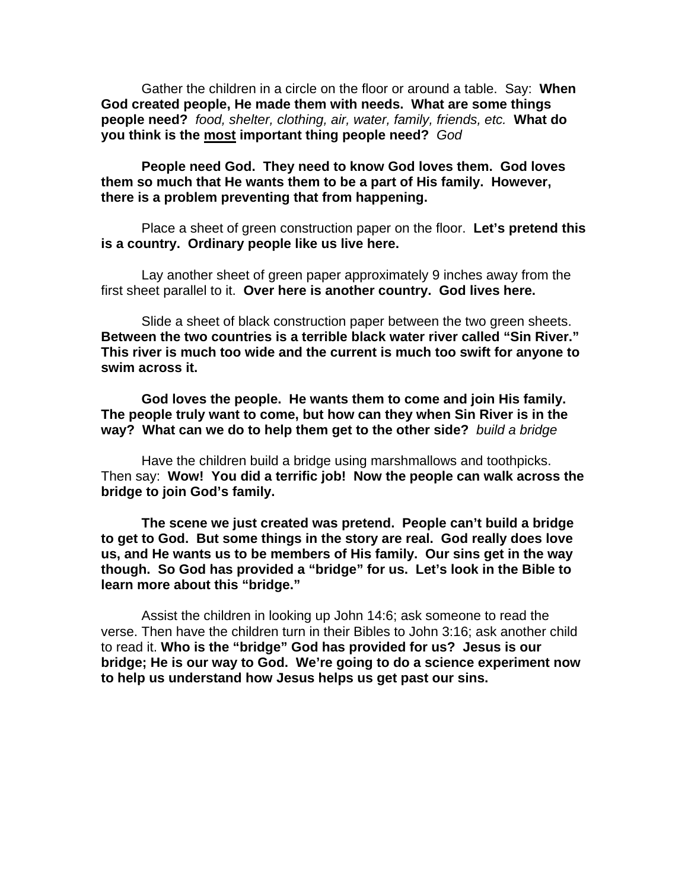Gather the children in a circle on the floor or around a table. Say: **When God created people, He made them with needs. What are some things people need?** *food, shelter, clothing, air, water, family, friends, etc.* **What do you think is the <u>most</u> important thing people need?** *God*

**People need God. They need to know God loves them. God loves them so much that He wants them to be a part of His family. However, there is a problem preventing that from happening.**

Place a sheet of green construction paper on the floor. **Let's pretend this is a country. Ordinary people like us live here.**

Lay another sheet of green paper approximately 9 inches away from the first sheet parallel to it. **Over here is another country. God lives here.**

Slide a sheet of black construction paper between the two green sheets. **Between the two countries is a terrible black water river called "Sin River." This river is much too wide and the current is much too swift for anyone to swim across it.**

**God loves the people. He wants them to come and join His family. The people truly want to come, but how can they when Sin River is in the way? What can we do to help them get to the other side?** *build a bridge*

Have the children build a bridge using marshmallows and toothpicks. Then say: **Wow! You did a terrific job! Now the people can walk across the bridge to join God's family.**

**The scene we just created was pretend. People can't build a bridge to get to God. But some things in the story are real. God really does love us, and He wants us to be members of His family. Our sins get in the way though. So God has provided a "bridge" for us. Let's look in the Bible to learn more about this "bridge."**

Assist the children in looking up John 14:6; ask someone to read the verse. Then have the children turn in their Bibles to John 3:16; ask another child to read it. **Who is the "bridge" God has provided for us? Jesus is our bridge; He is our way to God. We're going to do a science experiment now to help us understand how Jesus helps us get past our sins.**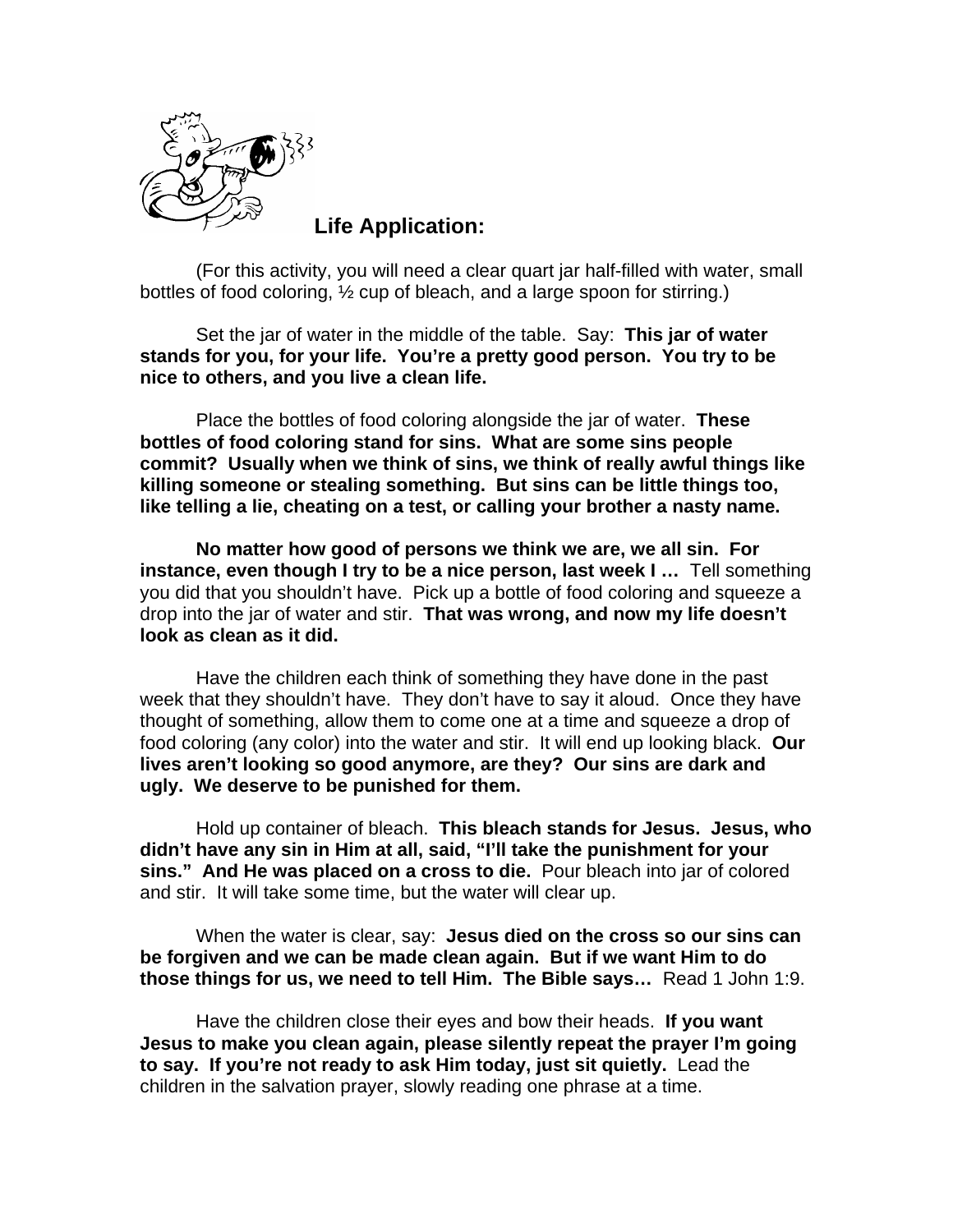## Life Application:

(For this activity, you will need a clear quart jar half-filled with water, small bottles of food coloring, ½ cup of bleach, and a large spoon for stirring.)

Set the jar of water in the middle of the table. Say: **This jar of water stands for you, for your life. You're a pretty good person. You try to be nice to others, and you live a clean life.**

Place the bottles of food coloring alongside the jar of water. **These bottles of food coloring stand for sins. What are some sins people commit? Usually when we think of sins, we think of really awful things like killing someone or stealing something. But sins can be little things too, like telling a lie, cheating on a test, or calling your brother a nasty name.**

**No matter how good of persons we think we are, we all sin. For instance, even though I try to be a nice person, last week I …** Tell something you did that you shouldn't have. Pick up a bottle of food coloring and squeeze a drop into the jar of water and stir. **That was wrong, and now my life doesn't look as clean as it did.**

Have the children each think of something they have done in the past week that they shouldn't have. They don't have to say it aloud. Once they have thought of something, allow them to come one at a time and squeeze a drop of food coloring (any color) into the water and stir. It will end up looking black. **Our lives aren't looking so good anymore, are they? Our sins are dark and ugly. We deserve to be punished for them.**

Hold up container of bleach. **This bleach stands for Jesus. Jesus, who didn't have any sin in Him at all, said, "I'll take the punishment for your sins." And He was placed on a cross to die.** Pour bleach into jar of colored and stir. It will take some time, but the water will clear up.

When the water is clear, say: **Jesus died on the cross so our sins can be forgiven and we can be made clean again. But if we want Him to do those things for us, we need to tell Him. The Bible says…** Read 1 John 1:9.

Have the children close their eyes and bow their heads. **If you want Jesus to make you clean again, please silently repeat the prayer I'm going to say. If you're not ready to ask Him today, just sit quietly.** Lead the children in the salvation prayer, slowly reading one phrase at a time.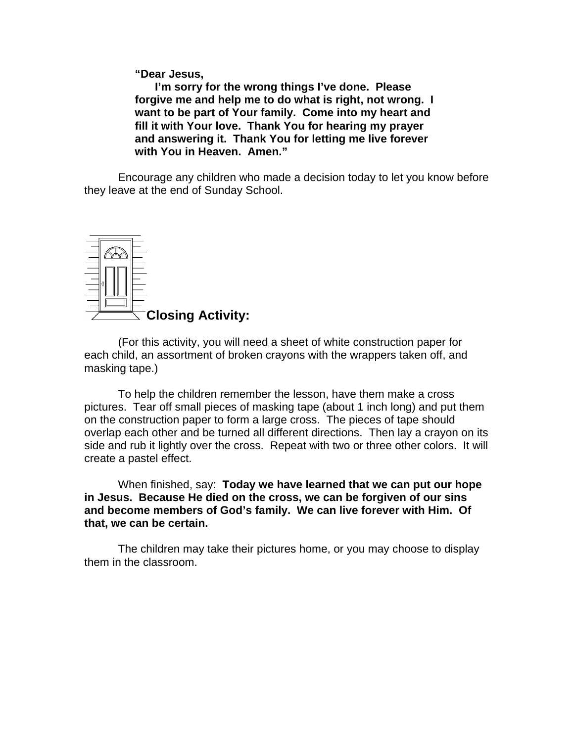**"Dear Jesus,**
**I'm sorry for the wrong things I've done. Please forgive me and help me to do what is right, not wrong. I want to be part of Your family. Come into my heart and fill it with Your love. Thank You for hearing my prayer and answering it. Thank You for letting me live forever with You in Heaven. Amen."**

Encourage any children who made a decision today to let you know before they leave at the end of Sunday School.

## Closing Activity:

(For this activity, you will need a sheet of white construction paper for each child, an assortment of broken crayons with the wrappers taken off, and masking tape.)

To help the children remember the lesson, have them make a cross pictures. Tear off small pieces of masking tape (about 1 inch long) and put them on the construction paper to form a large cross. The pieces of tape should overlap each other and be turned all different directions. Then lay a crayon on its side and rub it lightly over the cross. Repeat with two or three other colors. It will create a pastel effect.

When finished, say: **Today we have learned that we can put our hope in Jesus. Because He died on the cross, we can be forgiven of our sins and become members of God's family. We can live forever with Him. Of that, we can be certain.**

The children may take their pictures home, or you may choose to display them in the classroom.